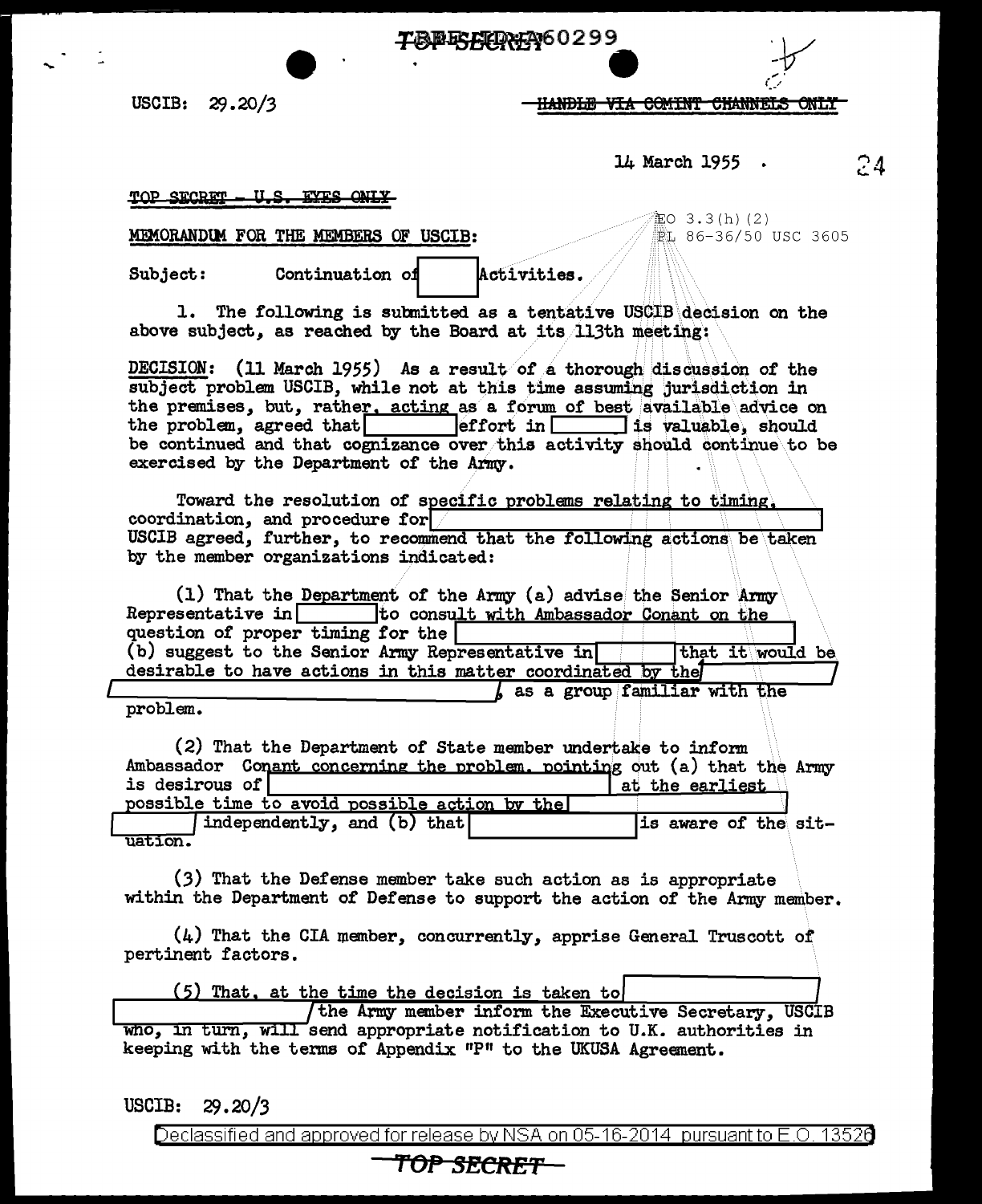TOP SECRET

USCIB: 29.20/3

~~HANDLE VIA COMINT CHANNELS ONLY~~

14 March 1955

~~TOP SECRET - U.S. EYES ONLY~~

EO 3.3(h)(2)
PL 86-36/50 USC 3605

MEMORANDUM FOR THE MEMBERS OF USCIB:

Subject: Continuation of [ ] Activities.

1. The following is submitted as a tentative USCIB decision on the above subject, as reached by the Board at its 113th meeting:

DECISION: (11 March 1955) As a result of a thorough discussion of the subject problem USCIB, while not at this time assuming jurisdiction in the premises, but, rather, acting as a forum of best available advice on the problem, agreed that [ ] effort in [ ] is valuable, should be continued and that cognizance over this activity should continue to be exercised by the Department of the Army.

Toward the resolution of specific problems relating to timing, coordination, and procedure for [ ] USCIB agreed, further, to recommend that the following actions be taken by the member organizations indicated:

(1) That the Department of the Army (a) advise the Senior Army Representative in [ ] to consult with Ambassador Conant on the question of proper timing for the [ ] (b) suggest to the Senior Army Representative in [ ] that it would be desirable to have actions in this matter coordinated by the [ ], as a group familiar with the problem.

(2) That the Department of State member undertake to inform Ambassador Conant concerning the problem, pointing out (a) that the Army is desirous of [ ] at the earliest possible time to avoid possible action by the [ ] independently, and (b) that [ ] is aware of the situation.

(3) That the Defense member take such action as is appropriate within the Department of Defense to support the action of the Army member.

(4) That the CIA member, concurrently, apprise General Truscott of pertinent factors.

(5) That, at the time the decision is taken to [ ] the Army member inform the Executive Secretary, USCIB who, in turn, will send appropriate notification to U.K. authorities in keeping with the terms of Appendix "P" to the UKUSA Agreement.

USCIB: 29.20/3

Declassified and approved for release by NSA on 05-16-2014 pursuant to E.O. 13526

~~TOP SECRET~~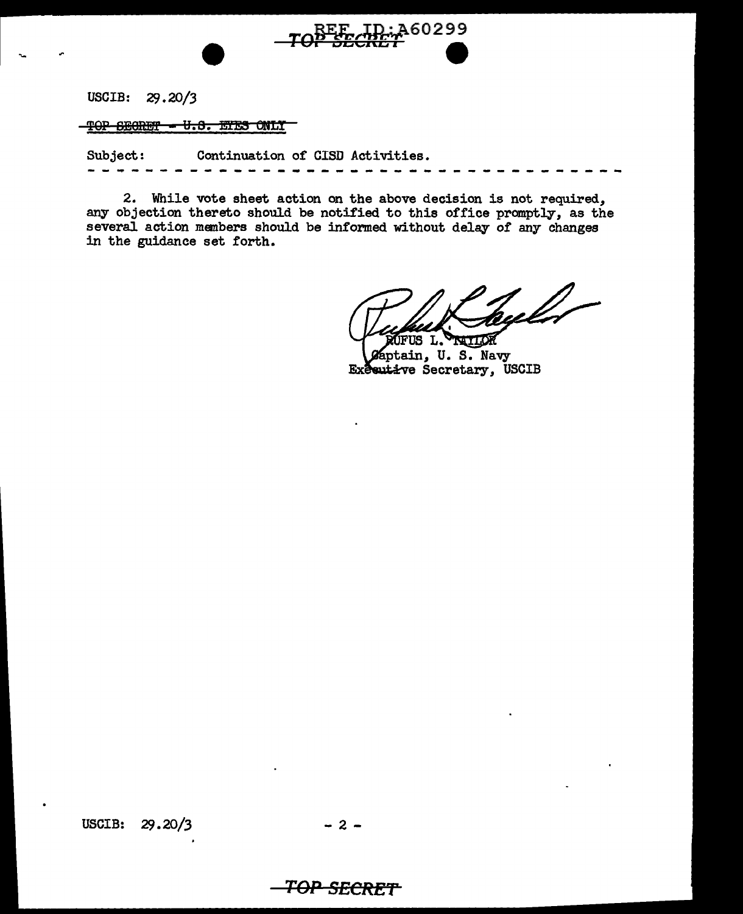USCIB: 29.20/3

~~TOP SECRET - U.S. EYES ONLY~~

Subject: Continuation of CISD Activities.

- - - - - - - - - - - - - - - - - - - - - - - - - - - - - - - - - - - - - - -

2. While vote sheet action on the above decision is not required, any objection thereto should be notified to this office promptly, as the several action members should be informed without delay of any changes in the guidance set forth.

RUFUS L. TAYLOR
Captain, U. S. Navy
Executive Secretary, USCIB

USCIB: 29.20/3